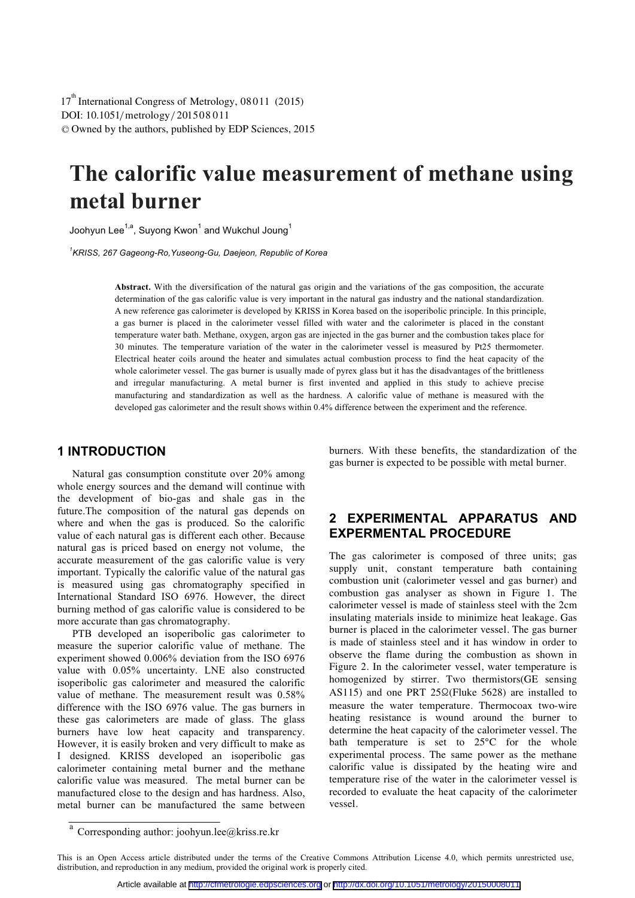# The calorific value measurement of methane using metal burner

Joohyun Lee[1,a], Suyong Kwon[1] and Wukchul Joung[1]

[1] *KRISS, 267 Gageong-Ro,Yuseong-Gu, Daejeon, Republic of Korea*

**Abstract.** With the diversification of the natural gas origin and the variations of the gas composition, the accurate determination of the gas calorific value is very important in the natural gas industry and the national standardization. A new reference gas calorimeter is developed by KRISS in Korea based on the isoperibolic principle. In this principle, a gas burner is placed in the calorimeter vessel filled with water and the calorimeter is placed in the constant temperature water bath. Methane, oxygen, argon gas are injected in the gas burner and the combustion takes place for 30 minutes. The temperature variation of the water in the calorimeter vessel is measured by Pt25 thermometer. Electrical heater coils around the heater and simulates actual combustion process to find the heat capacity of the whole calorimeter vessel. The gas burner is usually made of pyrex glass but it has the disadvantages of the brittleness and irregular manufacturing. A metal burner is first invented and applied in this study to achieve precise manufacturing and standardization as well as the hardness. A calorific value of methane is measured with the developed gas calorimeter and the result shows within 0.4% difference between the experiment and the reference.

## 1 INTRODUCTION

Natural gas consumption constitute over 20% among whole energy sources and the demand will continue with the development of bio-gas and shale gas in the future.The composition of the natural gas depends on where and when the gas is produced. So the calorific value of each natural gas is different each other. Because natural gas is priced based on energy not volume, the accurate measurement of the gas calorific value is very important. Typically the calorific value of the natural gas is measured using gas chromatography specified in International Standard ISO 6976. However, the direct burning method of gas calorific value is considered to be more accurate than gas chromatography.

PTB developed an isoperibolic gas calorimeter to measure the superior calorific value of methane. The experiment showed 0.006% deviation from the ISO 6976 value with 0.05% uncertainty. LNE also constructed isoperibolic gas calorimeter and measured the calorific value of methane. The measurement result was 0.58% difference with the ISO 6976 value. The gas burners in these gas calorimeters are made of glass. The glass burners have low heat capacity and transparency. However, it is easily broken and very difficult to make as I designed. KRISS developed an isoperibolic gas calorimeter containing metal burner and the methane calorific value was measured. The metal burner can be manufactured close to the design and has hardness. Also, metal burner can be manufactured the same between burners. With these benefits, the standardization of the gas burner is expected to be possible with metal burner.

## 2 EXPERIMENTAL APPARATUS AND EXPERMENTAL PROCEDURE

The gas calorimeter is composed of three units; gas supply unit, constant temperature bath containing combustion unit (calorimeter vessel and gas burner) and combustion gas analyser as shown in Figure 1. The calorimeter vessel is made of stainless steel with the 2cm insulating materials inside to minimize heat leakage. Gas burner is placed in the calorimeter vessel. The gas burner is made of stainless steel and it has window in order to observe the flame during the combustion as shown in Figure 2. In the calorimeter vessel, water temperature is homogenized by stirrer. Two thermistors(GE sensing AS115) and one PRT 25Ω(Fluke 5628) are installed to measure the water temperature. Thermocoax two-wire heating resistance is wound around the burner to determine the heat capacity of the calorimeter vessel. The bath temperature is set to 25°C for the whole experimental process. The same power as the methane calorific value is dissipated by the heating wire and temperature rise of the water in the calorimeter vessel is recorded to evaluate the heat capacity of the calorimeter vessel.

[a] Corresponding author: joohyun.lee@kriss.re.kr

This is an Open Access article distributed under the terms of the Creative Commons Attribution License 4.0, which permits unrestricted use, distribution, and reproduction in any medium, provided the original work is properly cited.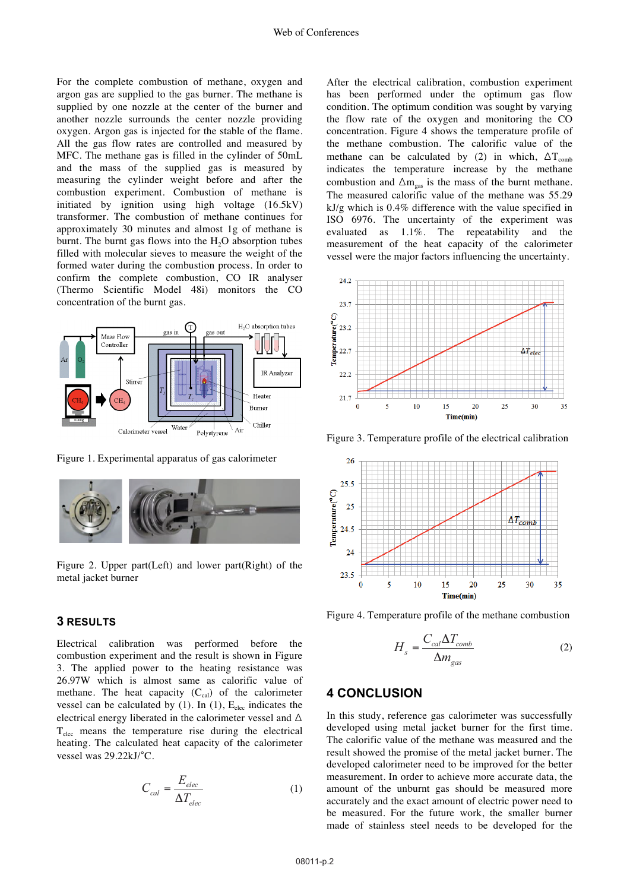For the complete combustion of methane, oxygen and argon gas are supplied to the gas burner. The methane is supplied by one nozzle at the center of the burner and another nozzle surrounds the center nozzle providing oxygen. Argon gas is injected for the stable of the flame. All the gas flow rates are controlled and measured by MFC. The methane gas is filled in the cylinder of 50mL and the mass of the supplied gas is measured by measuring the cylinder weight before and after the combustion experiment. Combustion of methane is initiated by ignition using high voltage (16.5kV) transformer. The combustion of methane continues for approximately 30 minutes and almost 1g of methane is burnt. The burnt gas flows into the $H_2O$ absorption tubes filled with molecular sieves to measure the weight of the formed water during the combustion process. In order to confirm the complete combustion, CO IR analyser (Thermo Scientific Model 48i) monitors the CO concentration of the burnt gas.

Figure 1. Experimental apparatus of gas calorimeter

Figure 2. Upper part(Left) and lower part(Right) of the metal jacket burner

## 3 RESULTS

Electrical calibration was performed before the combustion experiment and the result is shown in Figure 3. The applied power to the heating resistance was 26.97W which is almost same as calorific value of methane. The heat capacity ($C_{cal}$) of the calorimeter vessel can be calculated by (1). In (1), $E_{elec}$ indicates the electrical energy liberated in the calorimeter vessel and $\Delta T_{elec}$ means the temperature rise during the electrical heating. The calculated heat capacity of the calorimeter vessel was 29.22kJ/°C.

$$C_{cal} = \frac{E_{elec}}{\Delta T_{elec}} \tag{1}$$

After the electrical calibration, combustion experiment has been performed under the optimum gas flow condition. The optimum condition was sought by varying the flow rate of the oxygen and monitoring the CO concentration. Figure 4 shows the temperature profile of the methane combustion. The calorific value of the methane can be calculated by (2) in which, $\Delta T_{comb}$ indicates the temperature increase by the methane combustion and $\Delta m_{gas}$ is the mass of the burnt methane. The measured calorific value of the methane was 55.29 kJ/g which is 0.4% difference with the value specified in ISO 6976. The uncertainty of the experiment was evaluated as 1.1%. The repeatability and the measurement of the heat capacity of the calorimeter vessel were the major factors influencing the uncertainty.

Figure 3. Temperature profile of the electrical calibration

Figure 4. Temperature profile of the methane combustion

$$H_s = \frac{C_{cal}\Delta T_{comb}}{\Delta m_{gas}} \tag{2}$$

## 4 CONCLUSION

In this study, reference gas calorimeter was successfully developed using metal jacket burner for the first time. The calorific value of the methane was measured and the result showed the promise of the metal jacket burner. The developed calorimeter need to be improved for the better measurement. In order to achieve more accurate data, the amount of the unburnt gas should be measured more accurately and the exact amount of electric power need to be measured. For the future work, the smaller burner made of stainless steel needs to be developed for the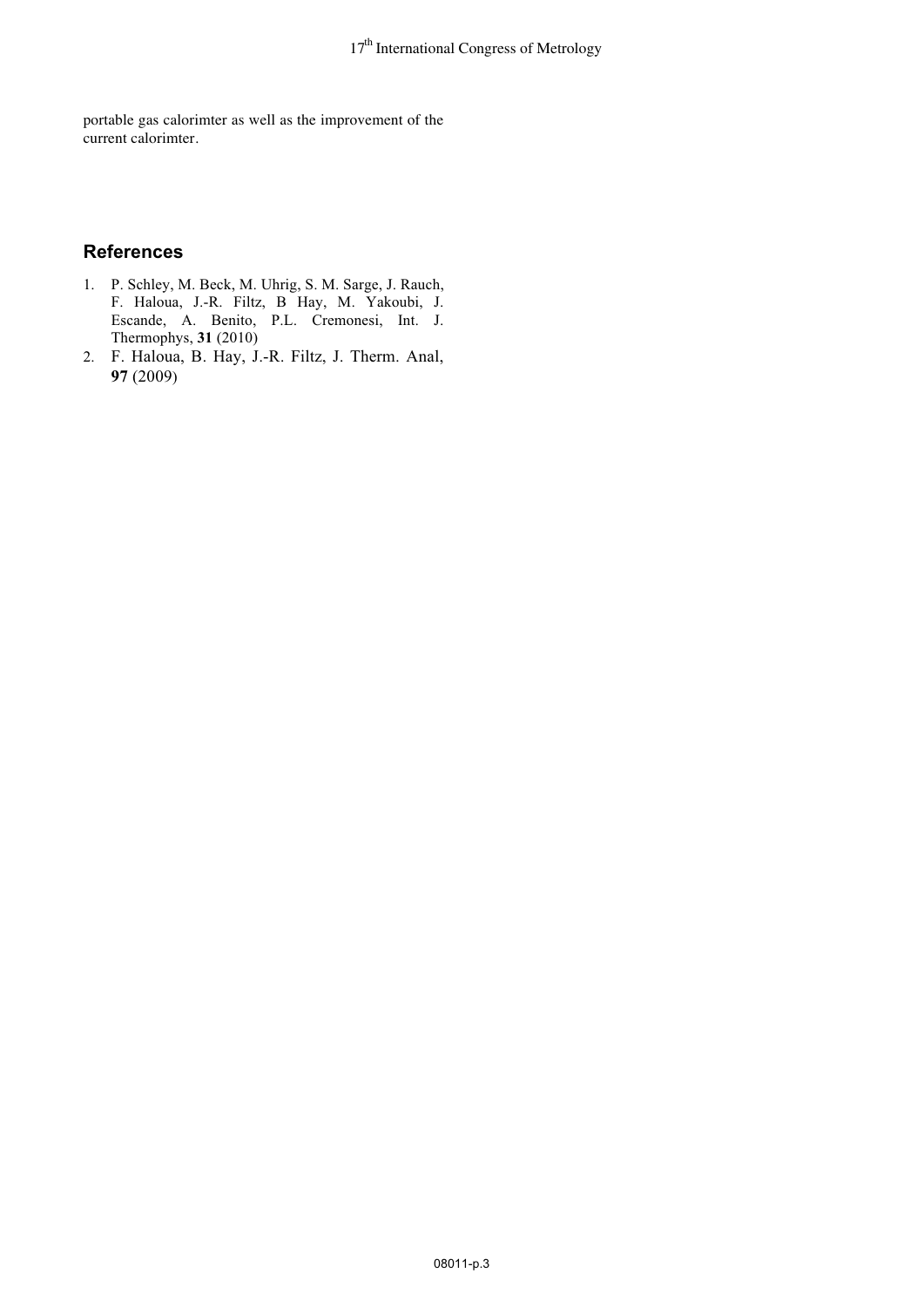portable gas calorimter as well as the improvement of the current calorimter.

## References

1. P. Schley, M. Beck, M. Uhrig, S. M. Sarge, J. Rauch, F. Haloua, J.-R. Filtz, B Hay, M. Yakoubi, J. Escande, A. Benito, P.L. Cremonesi, Int. J. Thermophys, **31** (2010)
2. F. Haloua, B. Hay, J.-R. Filtz, J. Therm. Anal, **97** (2009)